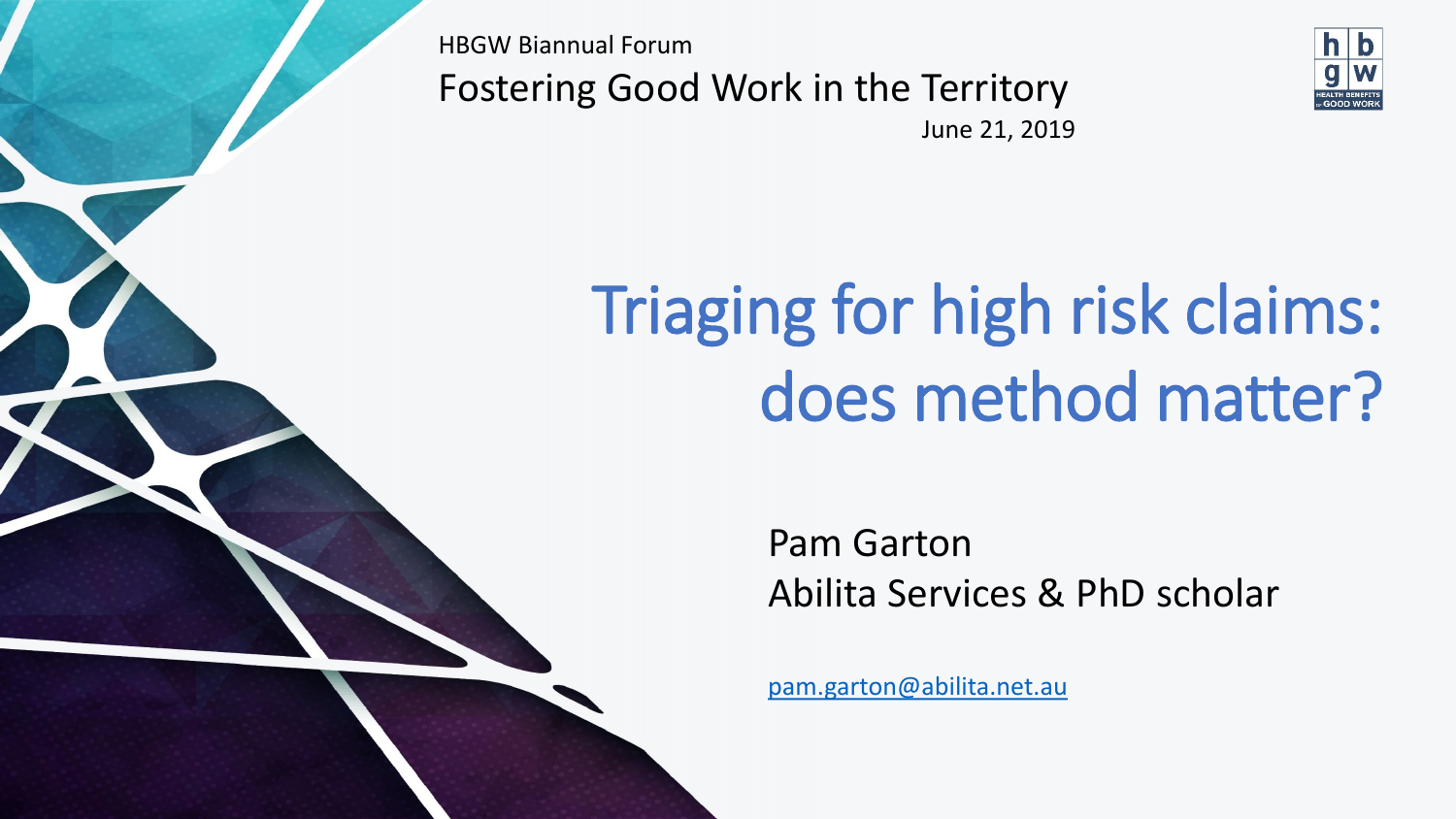HBGW Biannual Forum

Fostering Good Work in the Territory

June 21, 2019

# Triaging for high risk claims: does method matter?

Pam Garton

Abilita Services & PhD scholar

pam.garton@abilita.net.au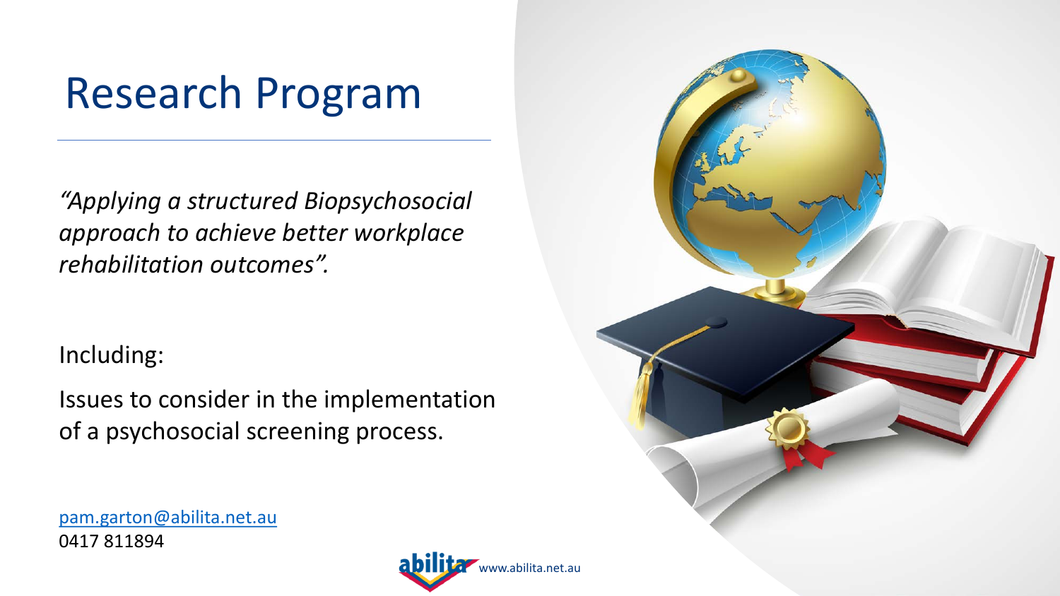# Research Program

*"Applying a structured Biopsychosocial approach to achieve better workplace rehabilitation outcomes".*

Including:

Issues to consider in the implementation of a psychosocial screening process.

pam.garton@abilita.net.au
0417 811894

abilita www.abilita.net.au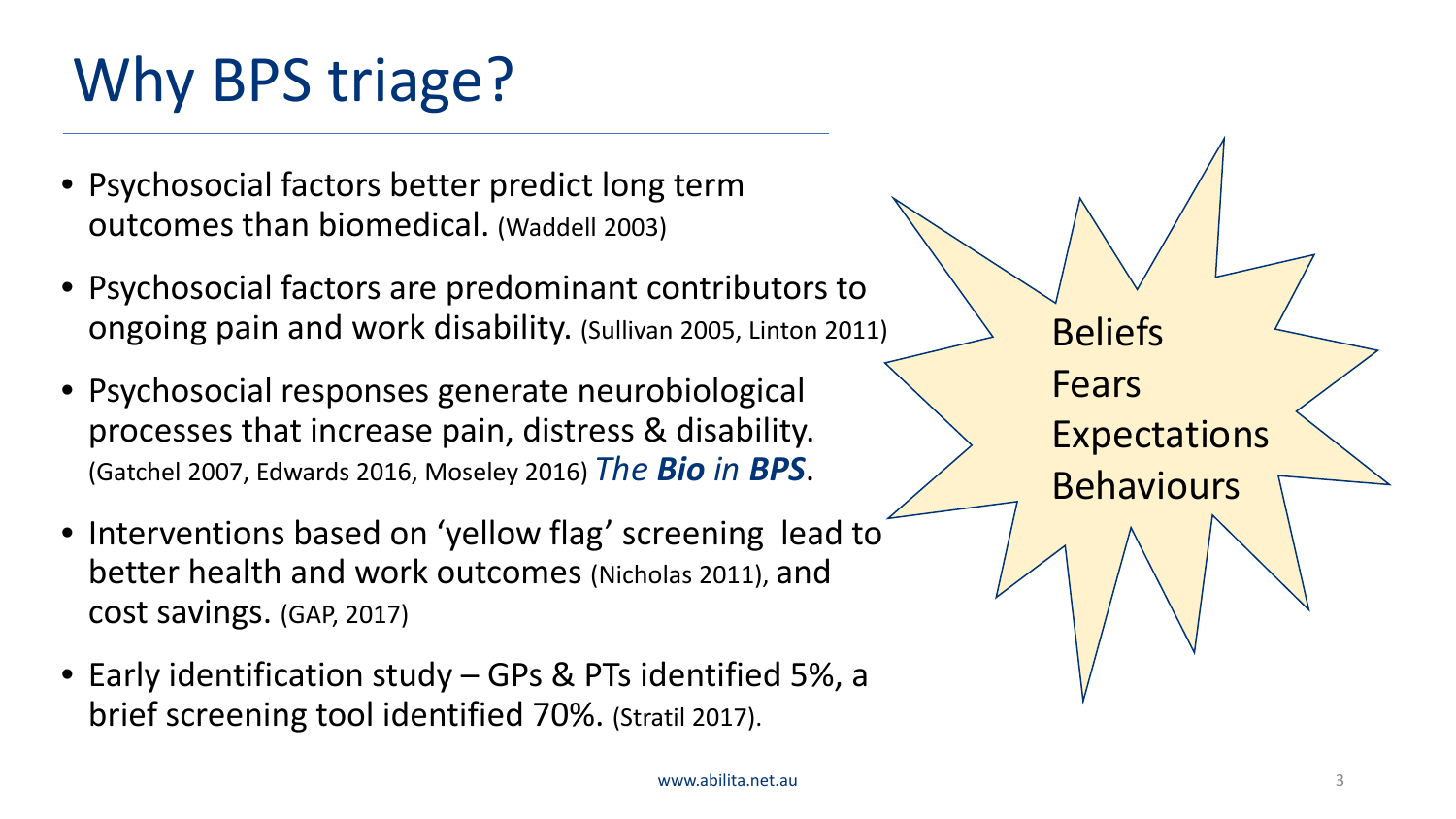# Why BPS triage?

- Psychosocial factors better predict long term outcomes than biomedical. (Waddell 2003)
- Psychosocial factors are predominant contributors to ongoing pain and work disability. (Sullivan 2005, Linton 2011)
- Psychosocial responses generate neurobiological processes that increase pain, distress & disability. (Gatchel 2007, Edwards 2016, Moseley 2016) *The **Bio** in **BPS***.
- Interventions based on 'yellow flag' screening lead to better health and work outcomes (Nicholas 2011), and cost savings. (GAP, 2017)
- Early identification study – GPs & PTs identified 5%, a brief screening tool identified 70%. (Stratil 2017).

Beliefs
Fears
Expectations
Behaviours

www.abilita.net.au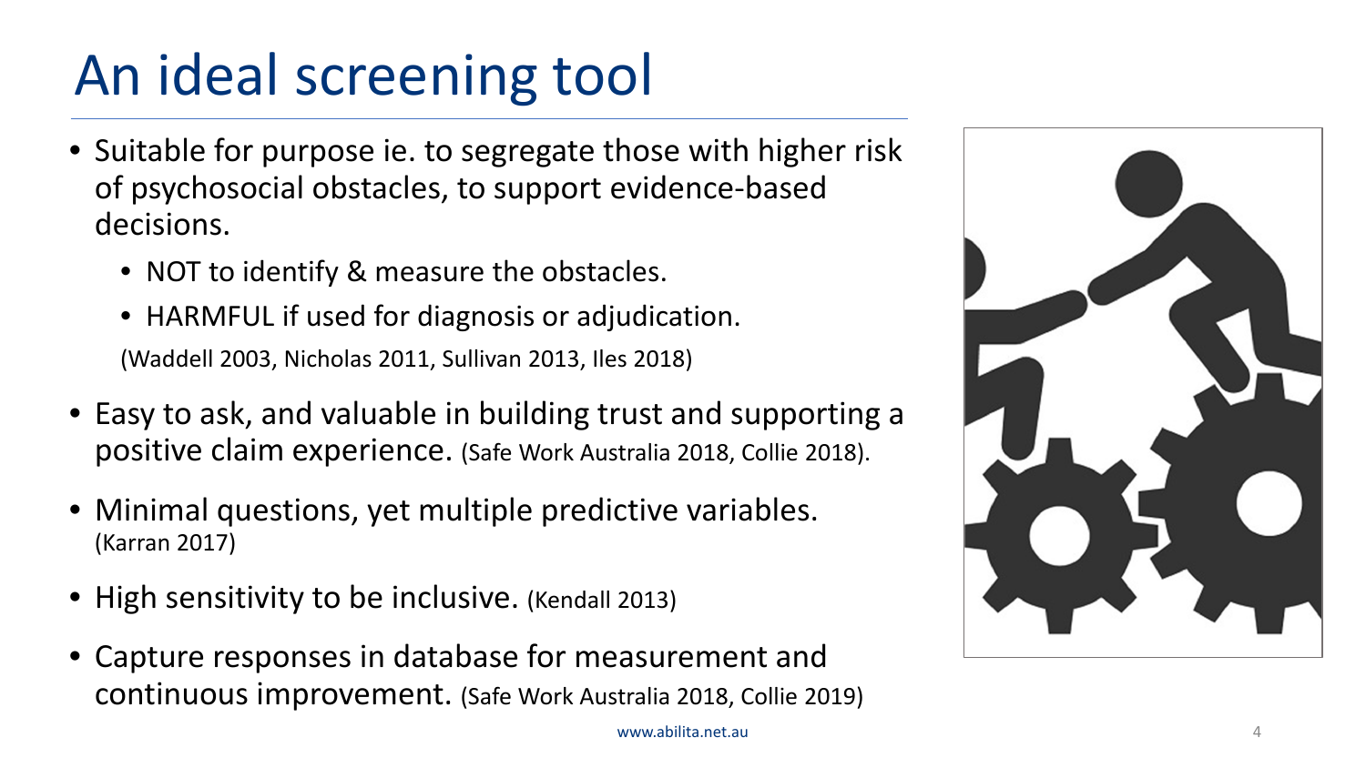# An ideal screening tool

- Suitable for purpose ie. to segregate those with higher risk of psychosocial obstacles, to support evidence-based decisions.
  - NOT to identify & measure the obstacles.
  - HARMFUL if used for diagnosis or adjudication.

  (Waddell 2003, Nicholas 2011, Sullivan 2013, Iles 2018)
- Easy to ask, and valuable in building trust and supporting a positive claim experience. (Safe Work Australia 2018, Collie 2018).
- Minimal questions, yet multiple predictive variables. (Karran 2017)
- High sensitivity to be inclusive. (Kendall 2013)
- Capture responses in database for measurement and continuous improvement. (Safe Work Australia 2018, Collie 2019)

www.abilita.net.au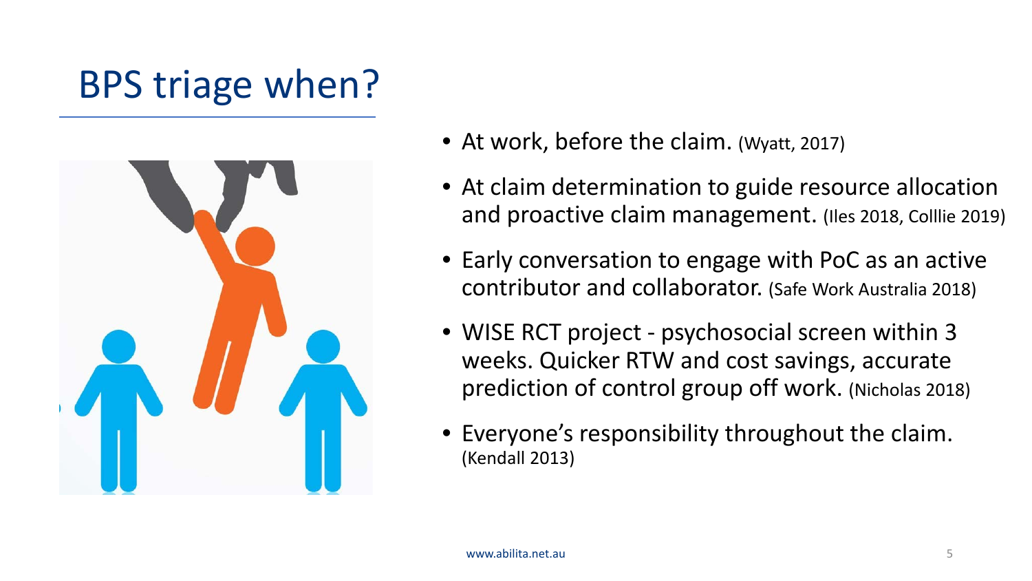# BPS triage when?

- At work, before the claim. (Wyatt, 2017)
- At claim determination to guide resource allocation and proactive claim management. (Iles 2018, Colllie 2019)
- Early conversation to engage with PoC as an active contributor and collaborator. (Safe Work Australia 2018)
- WISE RCT project - psychosocial screen within 3 weeks. Quicker RTW and cost savings, accurate prediction of control group off work. (Nicholas 2018)
- Everyone's responsibility throughout the claim. (Kendall 2013)

www.abilita.net.au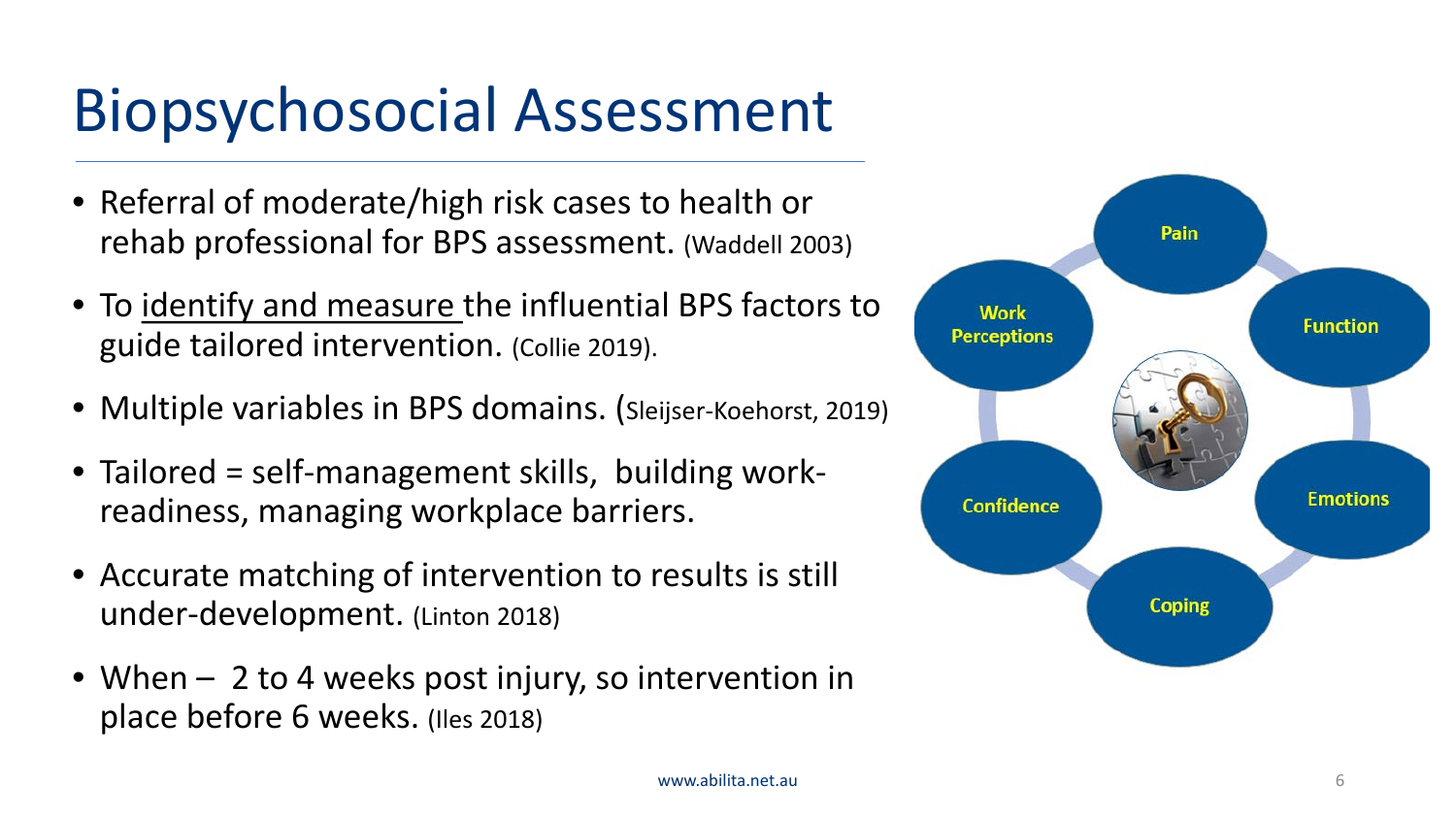# Biopsychosocial Assessment

- Referral of moderate/high risk cases to health or rehab professional for BPS assessment. (Waddell 2003)
- To identify and measure the influential BPS factors to guide tailored intervention. (Collie 2019).
- Multiple variables in BPS domains. (Sleijser-Koehorst, 2019)
- Tailored = self-management skills, building work-readiness, managing workplace barriers.
- Accurate matching of intervention to results is still under-development. (Linton 2018)
- When – 2 to 4 weeks post injury, so intervention in place before 6 weeks. (Iles 2018)

Pain

Function

Emotions

Coping

Confidence

Work Perceptions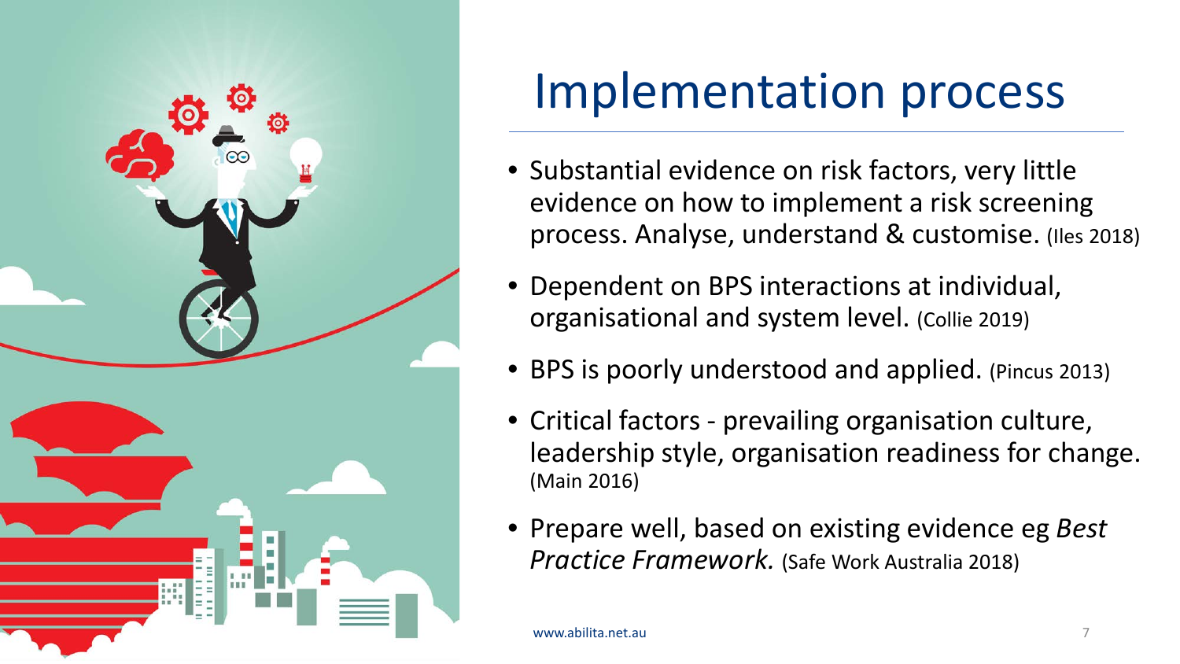# Implementation process

- Substantial evidence on risk factors, very little evidence on how to implement a risk screening process. Analyse, understand & customise. (Iles 2018)
- Dependent on BPS interactions at individual, organisational and system level. (Collie 2019)
- BPS is poorly understood and applied. (Pincus 2013)
- Critical factors - prevailing organisation culture, leadership style, organisation readiness for change. (Main 2016)
- Prepare well, based on existing evidence eg *Best Practice Framework.* (Safe Work Australia 2018)

www.abilita.net.au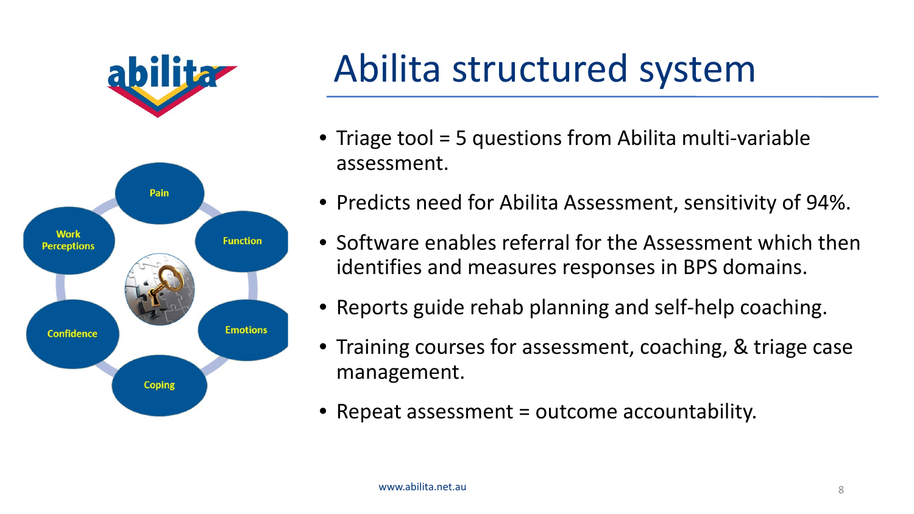# Abilita structured system

- Pain
- Function
- Emotions
- Coping
- Confidence
- Work Perceptions

- Triage tool = 5 questions from Abilita multi-variable assessment.
- Predicts need for Abilita Assessment, sensitivity of 94%.
- Software enables referral for the Assessment which then identifies and measures responses in BPS domains.
- Reports guide rehab planning and self-help coaching.
- Training courses for assessment, coaching, & triage case management.
- Repeat assessment = outcome accountability.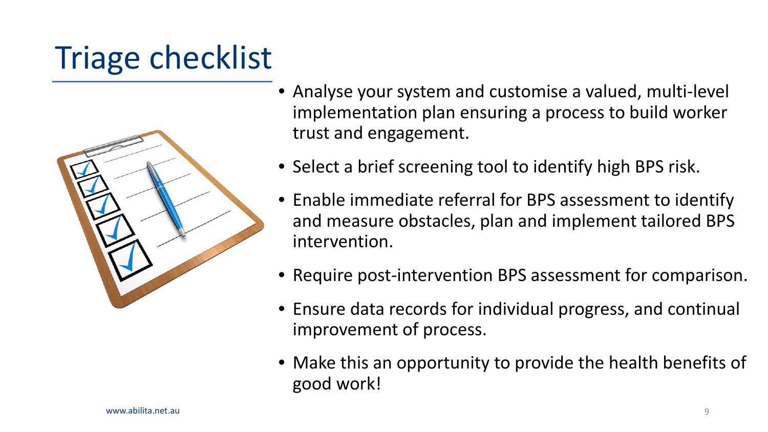# Triage checklist

- Analyse your system and customise a valued, multi-level implementation plan ensuring a process to build worker trust and engagement.
- Select a brief screening tool to identify high BPS risk.
- Enable immediate referral for BPS assessment to identify and measure obstacles, plan and implement tailored BPS intervention.
- Require post-intervention BPS assessment for comparison.
- Ensure data records for individual progress, and continual improvement of process.
- Make this an opportunity to provide the health benefits of good work!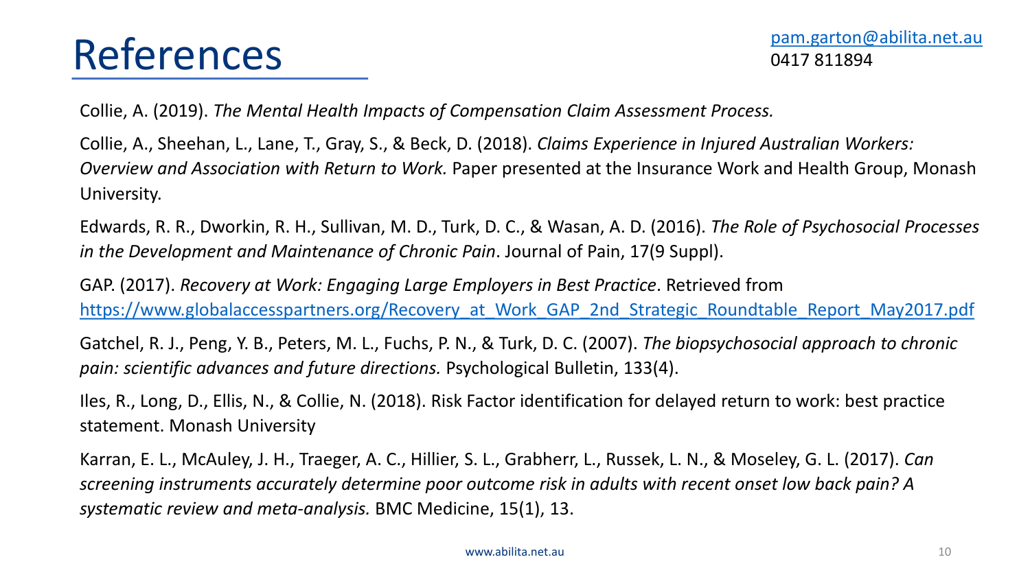# References

pam.garton@abilita.net.au
0417 811894

Collie, A. (2019). *The Mental Health Impacts of Compensation Claim Assessment Process.*

Collie, A., Sheehan, L., Lane, T., Gray, S., & Beck, D. (2018). *Claims Experience in Injured Australian Workers: Overview and Association with Return to Work.* Paper presented at the Insurance Work and Health Group, Monash University.

Edwards, R. R., Dworkin, R. H., Sullivan, M. D., Turk, D. C., & Wasan, A. D. (2016). *The Role of Psychosocial Processes in the Development and Maintenance of Chronic Pain*. Journal of Pain, 17(9 Suppl).

GAP. (2017). *Recovery at Work: Engaging Large Employers in Best Practice*. Retrieved from https://www.globalaccesspartners.org/Recovery_at_Work_GAP_2nd_Strategic_Roundtable_Report_May2017.pdf

Gatchel, R. J., Peng, Y. B., Peters, M. L., Fuchs, P. N., & Turk, D. C. (2007). *The biopsychosocial approach to chronic pain: scientific advances and future directions.* Psychological Bulletin, 133(4).

Iles, R., Long, D., Ellis, N., & Collie, N. (2018). Risk Factor identification for delayed return to work: best practice statement. Monash University

Karran, E. L., McAuley, J. H., Traeger, A. C., Hillier, S. L., Grabherr, L., Russek, L. N., & Moseley, G. L. (2017). *Can screening instruments accurately determine poor outcome risk in adults with recent onset low back pain? A systematic review and meta-analysis.* BMC Medicine, 15(1), 13.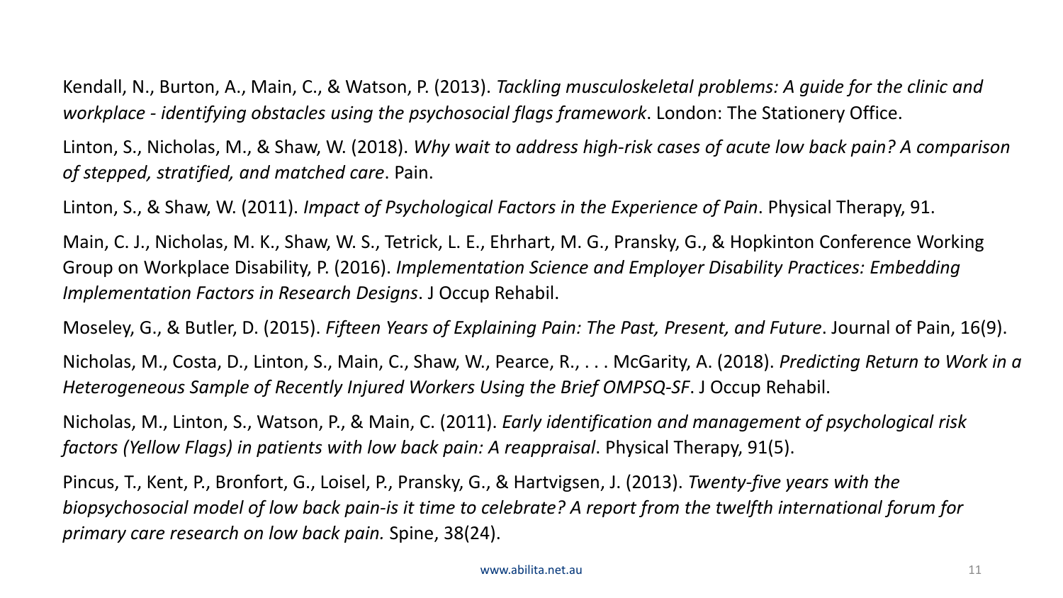Kendall, N., Burton, A., Main, C., & Watson, P. (2013). *Tackling musculoskeletal problems: A guide for the clinic and workplace - identifying obstacles using the psychosocial flags framework*. London: The Stationery Office.

Linton, S., Nicholas, M., & Shaw, W. (2018). *Why wait to address high-risk cases of acute low back pain? A comparison of stepped, stratified, and matched care*. Pain.

Linton, S., & Shaw, W. (2011). *Impact of Psychological Factors in the Experience of Pain*. Physical Therapy, 91.

Main, C. J., Nicholas, M. K., Shaw, W. S., Tetrick, L. E., Ehrhart, M. G., Pransky, G., & Hopkinton Conference Working Group on Workplace Disability, P. (2016). *Implementation Science and Employer Disability Practices: Embedding Implementation Factors in Research Designs*. J Occup Rehabil.

Moseley, G., & Butler, D. (2015). *Fifteen Years of Explaining Pain: The Past, Present, and Future*. Journal of Pain, 16(9).

Nicholas, M., Costa, D., Linton, S., Main, C., Shaw, W., Pearce, R., . . . McGarity, A. (2018). *Predicting Return to Work in a Heterogeneous Sample of Recently Injured Workers Using the Brief OMPSQ-SF*. J Occup Rehabil.

Nicholas, M., Linton, S., Watson, P., & Main, C. (2011). *Early identification and management of psychological risk factors (Yellow Flags) in patients with low back pain: A reappraisal*. Physical Therapy, 91(5).

Pincus, T., Kent, P., Bronfort, G., Loisel, P., Pransky, G., & Hartvigsen, J. (2013). *Twenty-five years with the biopsychosocial model of low back pain-is it time to celebrate? A report from the twelfth international forum for primary care research on low back pain.* Spine, 38(24).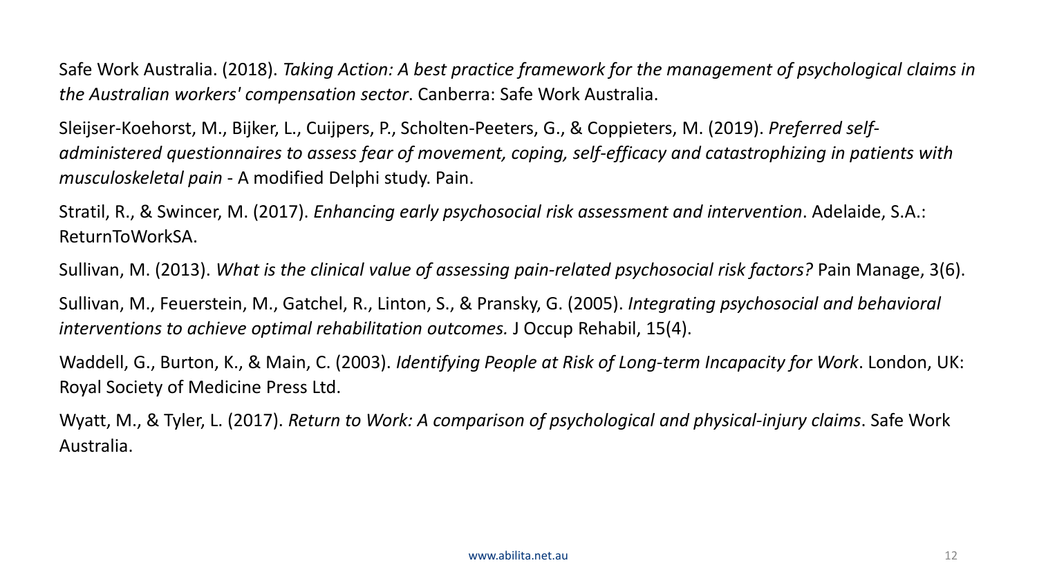Safe Work Australia. (2018). *Taking Action: A best practice framework for the management of psychological claims in the Australian workers' compensation sector*. Canberra: Safe Work Australia.

Sleijser-Koehorst, M., Bijker, L., Cuijpers, P., Scholten-Peeters, G., & Coppieters, M. (2019). *Preferred self-administered questionnaires to assess fear of movement, coping, self-efficacy and catastrophizing in patients with musculoskeletal pain* - A modified Delphi study. Pain.

Stratil, R., & Swincer, M. (2017). *Enhancing early psychosocial risk assessment and intervention*. Adelaide, S.A.: ReturnToWorkSA.

Sullivan, M. (2013). *What is the clinical value of assessing pain-related psychosocial risk factors?* Pain Manage, 3(6).

Sullivan, M., Feuerstein, M., Gatchel, R., Linton, S., & Pransky, G. (2005). *Integrating psychosocial and behavioral interventions to achieve optimal rehabilitation outcomes.* J Occup Rehabil, 15(4).

Waddell, G., Burton, K., & Main, C. (2003). *Identifying People at Risk of Long-term Incapacity for Work*. London, UK: Royal Society of Medicine Press Ltd.

Wyatt, M., & Tyler, L. (2017). *Return to Work: A comparison of psychological and physical-injury claims*. Safe Work Australia.

www.abilita.net.au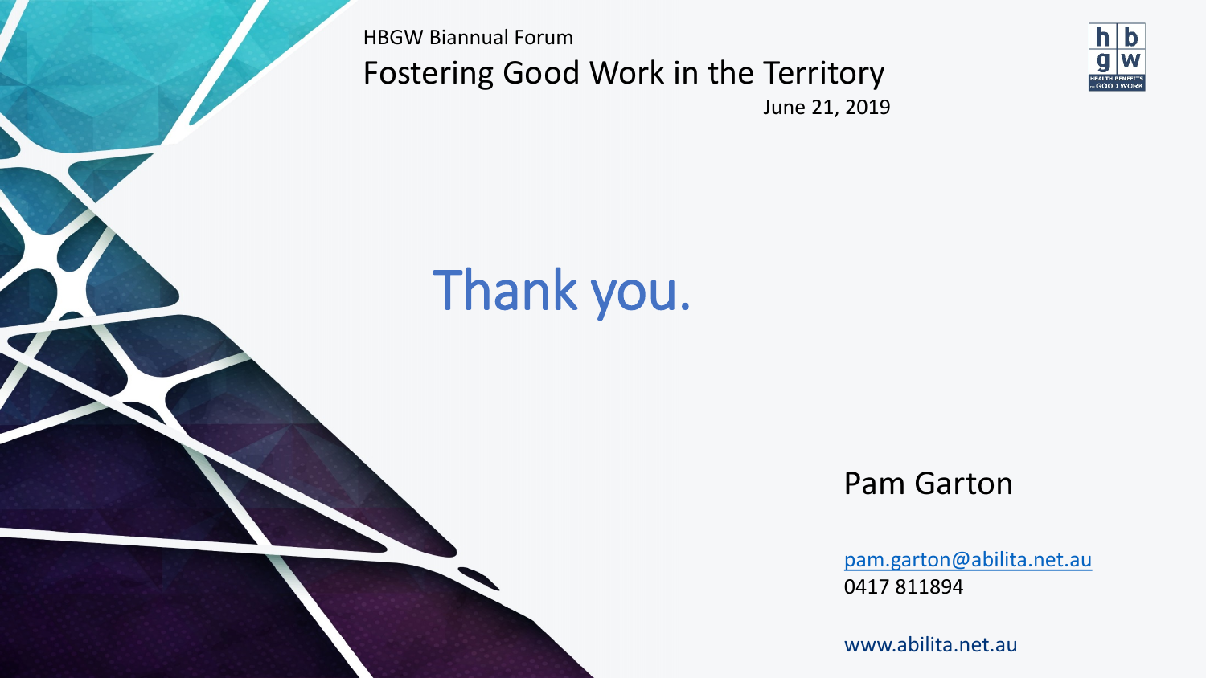HBGW Biannual Forum

Fostering Good Work in the Territory

June 21, 2019

# Thank you.

Pam Garton

pam.garton@abilita.net.au

0417 811894

www.abilita.net.au